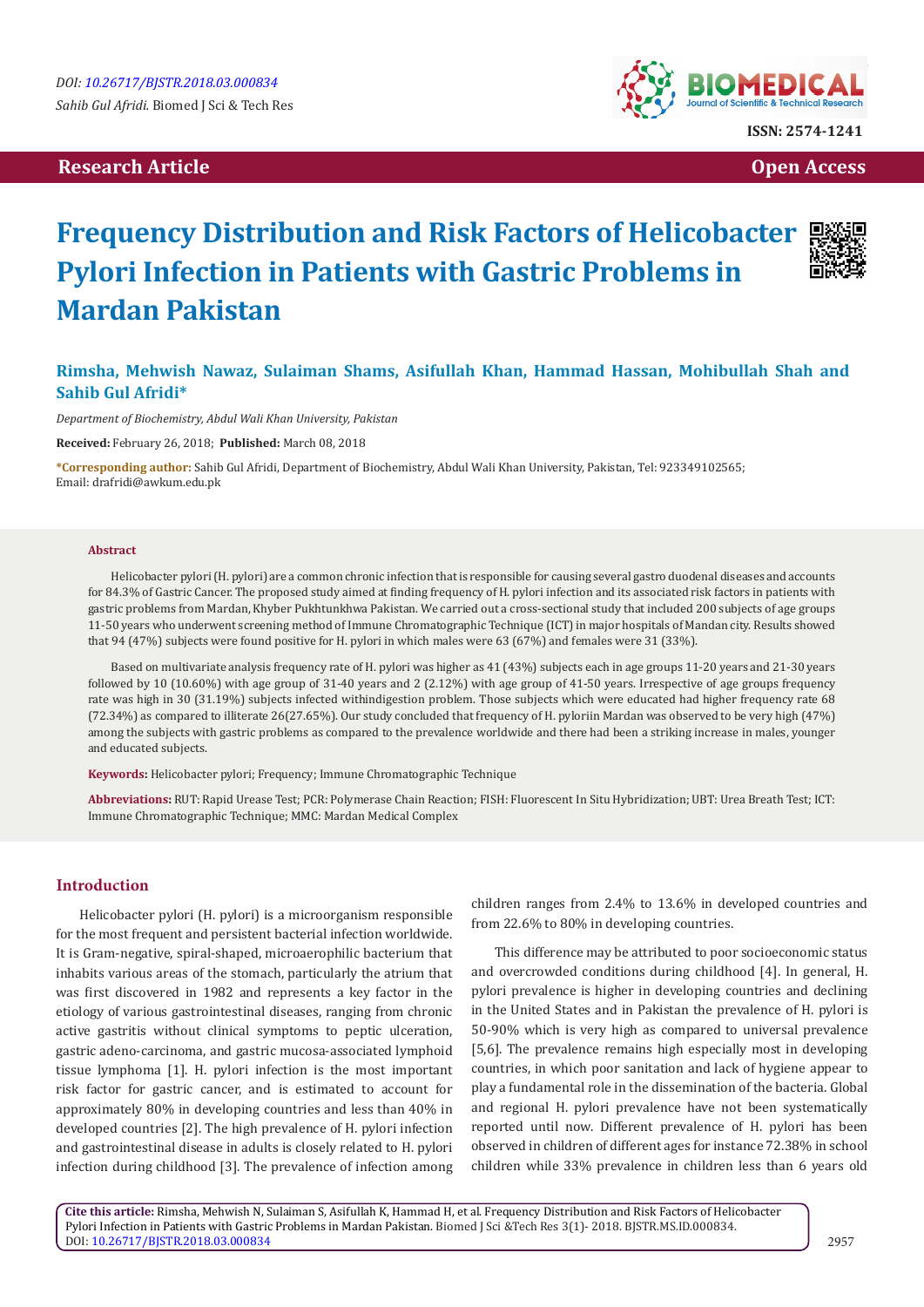**Research Article** | **Open Access**

# Frequency Distribution and Risk Factors of Helicobacter Pylori Infection in Patients with Gastric Problems in Mardan Pakistan

**Rimsha, Mehwish Nawaz, Sulaiman Shams, Asifullah Khan, Hammad Hassan, Mohibullah Shah and Sahib Gul Afridi***

*Department of Biochemistry, Abdul Wali Khan University, Pakistan*

**Received:** February 26, 2018; **Published:** March 08, 2018

**\*Corresponding author:** Sahib Gul Afridi, Department of Biochemistry, Abdul Wali Khan University, Pakistan, Tel: 923349102565; Email: drafridi@awkum.edu.pk

## Abstract

Helicobacter pylori (H. pylori) are a common chronic infection that is responsible for causing several gastro duodenal diseases and accounts for 84.3% of Gastric Cancer. The proposed study aimed at finding frequency of H. pylori infection and its associated risk factors in patients with gastric problems from Mardan, Khyber Pukhtunkhwa Pakistan. We carried out a cross-sectional study that included 200 subjects of age groups 11-50 years who underwent screening method of Immune Chromatographic Technique (ICT) in major hospitals of Mandan city. Results showed that 94 (47%) subjects were found positive for H. pylori in which males were 63 (67%) and females were 31 (33%).

Based on multivariate analysis frequency rate of H. pylori was higher as 41 (43%) subjects each in age groups 11-20 years and 21-30 years followed by 10 (10.60%) with age group of 31-40 years and 2 (2.12%) with age group of 41-50 years. Irrespective of age groups frequency rate was high in 30 (31.19%) subjects infected withindigestion problem. Those subjects which were educated had higher frequency rate 68 (72.34%) as compared to illiterate 26(27.65%). Our study concluded that frequency of H. pyloriin Mardan was observed to be very high (47%) among the subjects with gastric problems as compared to the prevalence worldwide and there had been a striking increase in males, younger and educated subjects.

**Keywords:** Helicobacter pylori; Frequency; Immune Chromatographic Technique

**Abbreviations:** RUT: Rapid Urease Test; PCR: Polymerase Chain Reaction; FISH: Fluorescent In Situ Hybridization; UBT: Urea Breath Test; ICT: Immune Chromatographic Technique; MMC: Mardan Medical Complex

## Introduction

Helicobacter pylori (H. pylori) is a microorganism responsible for the most frequent and persistent bacterial infection worldwide. It is Gram-negative, spiral-shaped, microaerophilic bacterium that inhabits various areas of the stomach, particularly the atrium that was first discovered in 1982 and represents a key factor in the etiology of various gastrointestinal diseases, ranging from chronic active gastritis without clinical symptoms to peptic ulceration, gastric adeno-carcinoma, and gastric mucosa-associated lymphoid tissue lymphoma [1]. H. pylori infection is the most important risk factor for gastric cancer, and is estimated to account for approximately 80% in developing countries and less than 40% in developed countries [2]. The high prevalence of H. pylori infection and gastrointestinal disease in adults is closely related to H. pylori infection during childhood [3]. The prevalence of infection among children ranges from 2.4% to 13.6% in developed countries and from 22.6% to 80% in developing countries.

This difference may be attributed to poor socioeconomic status and overcrowded conditions during childhood [4]. In general, H. pylori prevalence is higher in developing countries and declining in the United States and in Pakistan the prevalence of H. pylori is 50-90% which is very high as compared to universal prevalence [5,6]. The prevalence remains high especially most in developing countries, in which poor sanitation and lack of hygiene appear to play a fundamental role in the dissemination of the bacteria. Global and regional H. pylori prevalence have not been systematically reported until now. Different prevalence of H. pylori has been observed in children of different ages for instance 72.38% in school children while 33% prevalence in children less than 6 years old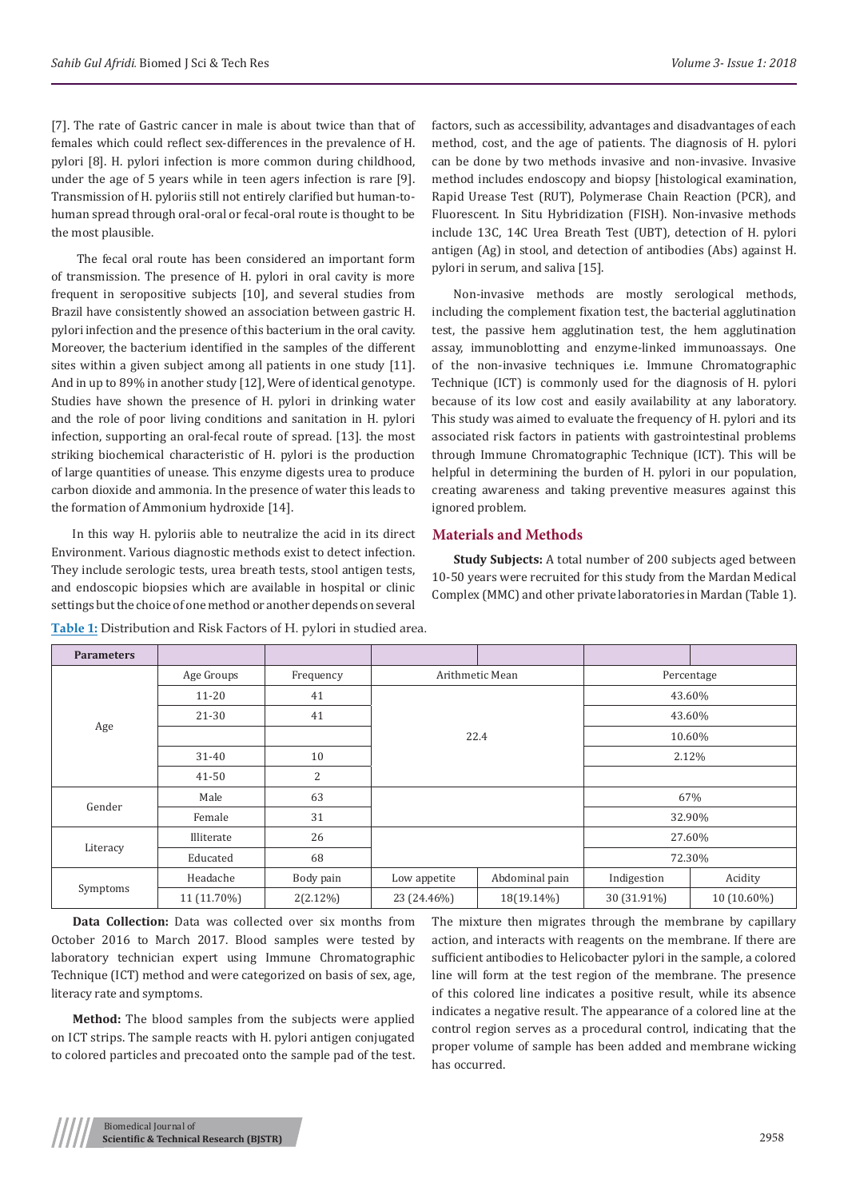[7]. The rate of Gastric cancer in male is about twice than that of females which could reflect sex-differences in the prevalence of H. pylori [8]. H. pylori infection is more common during childhood, under the age of 5 years while in teen agers infection is rare [9]. Transmission of H. pyloriis still not entirely clarified but human-to-human spread through oral-oral or fecal-oral route is thought to be the most plausible.

The fecal oral route has been considered an important form of transmission. The presence of H. pylori in oral cavity is more frequent in seropositive subjects [10], and several studies from Brazil have consistently showed an association between gastric H. pylori infection and the presence of this bacterium in the oral cavity. Moreover, the bacterium identified in the samples of the different sites within a given subject among all patients in one study [11]. And in up to 89% in another study [12], Were of identical genotype. Studies have shown the presence of H. pylori in drinking water and the role of poor living conditions and sanitation in H. pylori infection, supporting an oral-fecal route of spread. [13]. the most striking biochemical characteristic of H. pylori is the production of large quantities of unease. This enzyme digests urea to produce carbon dioxide and ammonia. In the presence of water this leads to the formation of Ammonium hydroxide [14].

In this way H. pyloriis able to neutralize the acid in its direct Environment. Various diagnostic methods exist to detect infection. They include serologic tests, urea breath tests, stool antigen tests, and endoscopic biopsies which are available in hospital or clinic settings but the choice of one method or another depends on several factors, such as accessibility, advantages and disadvantages of each method, cost, and the age of patients. The diagnosis of H. pylori can be done by two methods invasive and non-invasive. Invasive method includes endoscopy and biopsy [histological examination, Rapid Urease Test (RUT), Polymerase Chain Reaction (PCR), and Fluorescent. In Situ Hybridization (FISH). Non-invasive methods include 13C, 14C Urea Breath Test (UBT), detection of H. pylori antigen (Ag) in stool, and detection of antibodies (Abs) against H. pylori in serum, and saliva [15].

Non-invasive methods are mostly serological methods, including the complement fixation test, the bacterial agglutination test, the passive hem agglutination test, the hem agglutination assay, immunoblotting and enzyme-linked immunoassays. One of the non-invasive techniques i.e. Immune Chromatographic Technique (ICT) is commonly used for the diagnosis of H. pylori because of its low cost and easily availability at any laboratory. This study was aimed to evaluate the frequency of H. pylori and its associated risk factors in patients with gastrointestinal problems through Immune Chromatographic Technique (ICT). This will be helpful in determining the burden of H. pylori in our population, creating awareness and taking preventive measures against this ignored problem.

## Materials and Methods

**Study Subjects:** A total number of 200 subjects aged between 10-50 years were recruited for this study from the Mardan Medical Complex (MMC) and other private laboratories in Mardan (Table 1).

Table 1: Distribution and Risk Factors of H. pylori in studied area.

| Parameters | | | | | | |
|---|---|---|---|---|---|---|
| Age | Age Groups | Frequency | Arithmetic Mean | | Percentage | |
| | 11-20 | 41 | 22.4 | | 43.60% | |
| | 21-30 | 41 | | | 43.60% | |
| | | | | | 10.60% | |
| | 31-40 | 10 | | | 2.12% | |
| | 41-50 | 2 | | | | |
| Gender | Male | 63 | | | 67% | |
| | Female | 31 | | | 32.90% | |
| Literacy | Illiterate | 26 | | | 27.60% | |
| | Educated | 68 | | | 72.30% | |
| Symptoms | Headache | Body pain | Low appetite | Abdominal pain | Indigestion | Acidity |
| | 11 (11.70%) | 2(2.12%) | 23 (24.46%) | 18(19.14%) | 30 (31.91%) | 10 (10.60%) |

**Data Collection:** Data was collected over six months from October 2016 to March 2017. Blood samples were tested by laboratory technician expert using Immune Chromatographic Technique (ICT) method and were categorized on basis of sex, age, literacy rate and symptoms.

**Method:** The blood samples from the subjects were applied on ICT strips. The sample reacts with H. pylori antigen conjugated to colored particles and precoated onto the sample pad of the test. The mixture then migrates through the membrane by capillary action, and interacts with reagents on the membrane. If there are sufficient antibodies to Helicobacter pylori in the sample, a colored line will form at the test region of the membrane. The presence of this colored line indicates a positive result, while its absence indicates a negative result. The appearance of a colored line at the control region serves as a procedural control, indicating that the proper volume of sample has been added and membrane wicking has occurred.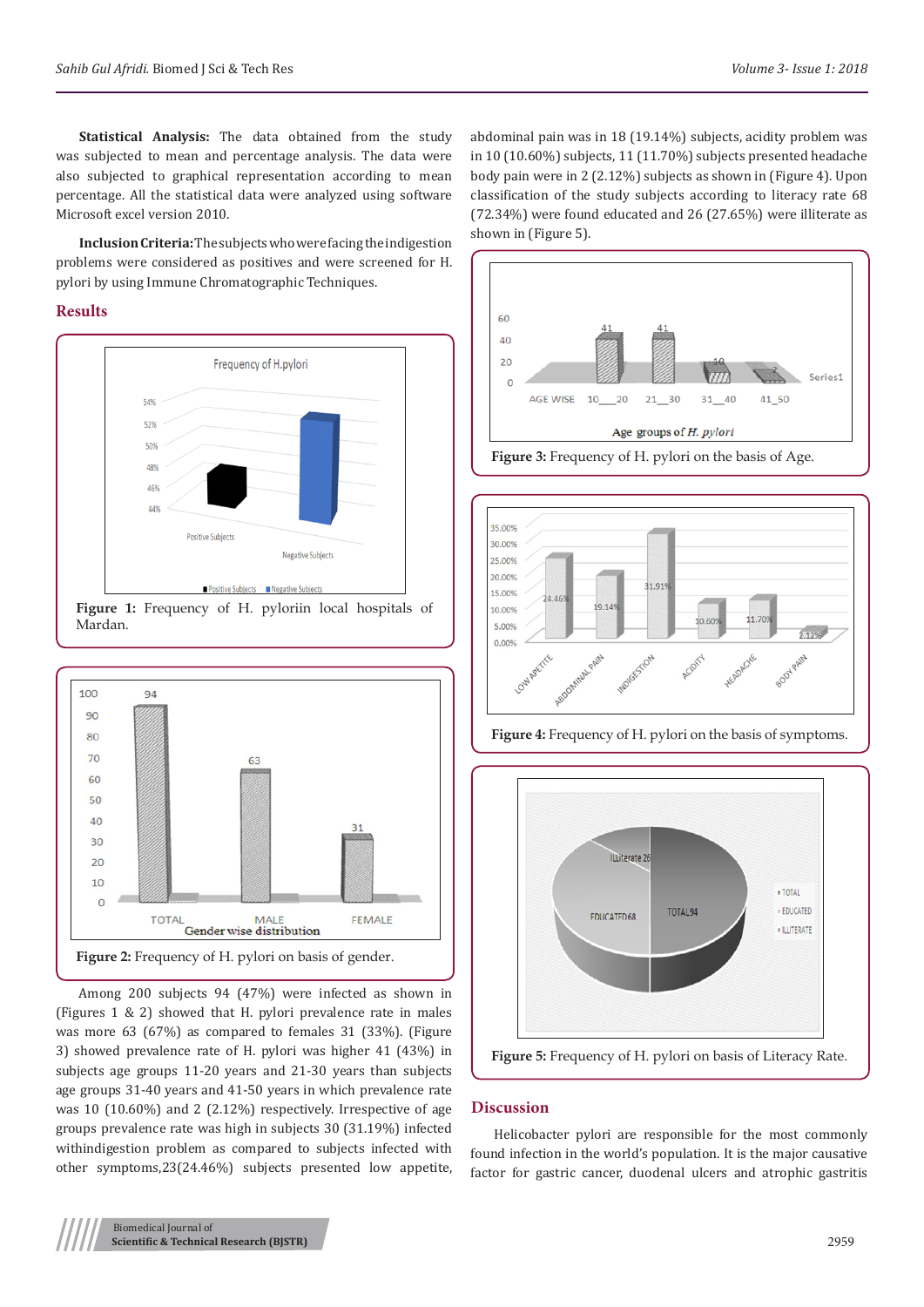**Statistical Analysis:** The data obtained from the study was subjected to mean and percentage analysis. The data were also subjected to graphical representation according to mean percentage. All the statistical data were analyzed using software Microsoft excel version 2010.

**Inclusion Criteria:** The subjects who were facing the indigestion problems were considered as positives and were screened for H. pylori by using Immune Chromatographic Techniques.

## Results

Figure 1: Frequency of H. pyloriin local hospitals of Mardan.

Figure 2: Frequency of H. pylori on basis of gender.

Among 200 subjects 94 (47%) were infected as shown in (Figures 1 & 2) showed that H. pylori prevalence rate in males was more 63 (67%) as compared to females 31 (33%). (Figure 3) showed prevalence rate of H. pylori was higher 41 (43%) in subjects age groups 11-20 years and 21-30 years than subjects age groups 31-40 years and 41-50 years in which prevalence rate was 10 (10.60%) and 2 (2.12%) respectively. Irrespective of age groups prevalence rate was high in subjects 30 (31.19%) infected withindigestion problem as compared to subjects infected with other symptoms,23(24.46%) subjects presented low appetite, abdominal pain was in 18 (19.14%) subjects, acidity problem was in 10 (10.60%) subjects, 11 (11.70%) subjects presented headache body pain were in 2 (2.12%) subjects as shown in (Figure 4). Upon classification of the study subjects according to literacy rate 68 (72.34%) were found educated and 26 (27.65%) were illiterate as shown in (Figure 5).

Figure 3: Frequency of H. pylori on the basis of Age.

Figure 4: Frequency of H. pylori on the basis of symptoms.

Figure 5: Frequency of H. pylori on basis of Literacy Rate.

## Discussion

Helicobacter pylori are responsible for the most commonly found infection in the world's population. It is the major causative factor for gastric cancer, duodenal ulcers and atrophic gastritis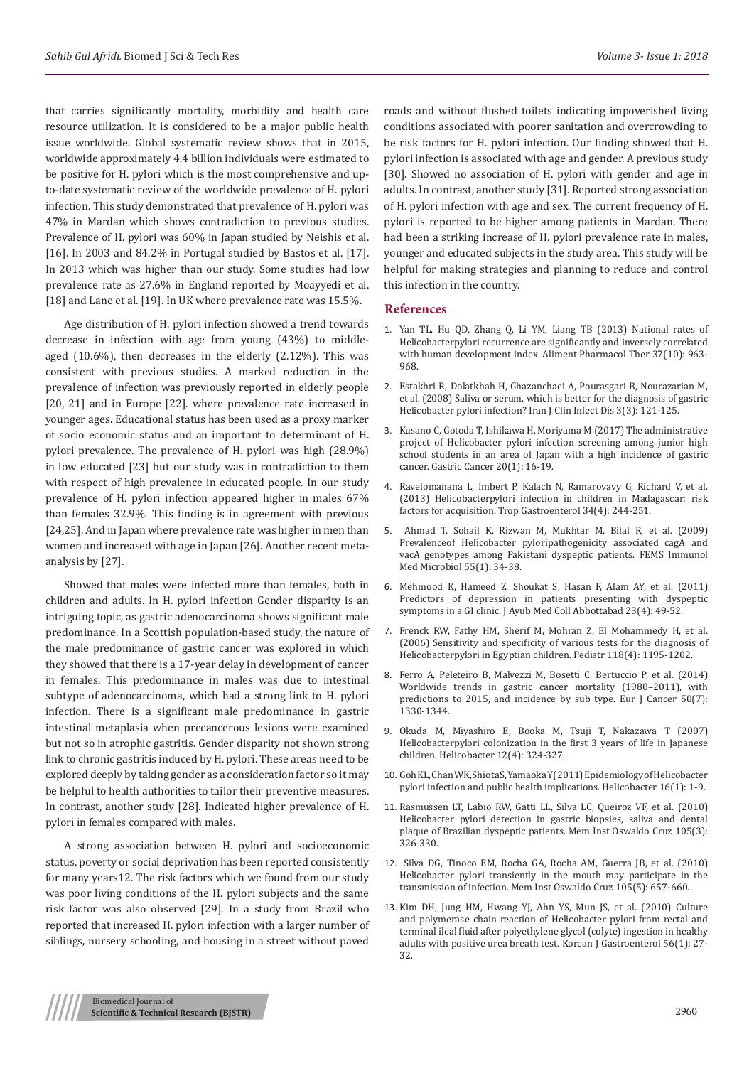that carries significantly mortality, morbidity and health care resource utilization. It is considered to be a major public health issue worldwide. Global systematic review shows that in 2015, worldwide approximately 4.4 billion individuals were estimated to be positive for H. pylori which is the most comprehensive and up-to-date systematic review of the worldwide prevalence of H. pylori infection. This study demonstrated that prevalence of H. pylori was 47% in Mardan which shows contradiction to previous studies. Prevalence of H. pylori was 60% in Japan studied by Neishis et al. [16]. In 2003 and 84.2% in Portugal studied by Bastos et al. [17]. In 2013 which was higher than our study. Some studies had low prevalence rate as 27.6% in England reported by Moayyedi et al. [18] and Lane et al. [19]. In UK where prevalence rate was 15.5%.

Age distribution of H. pylori infection showed a trend towards decrease in infection with age from young (43%) to middle-aged (10.6%), then decreases in the elderly (2.12%). This was consistent with previous studies. A marked reduction in the prevalence of infection was previously reported in elderly people [20, 21] and in Europe [22]. where prevalence rate increased in younger ages. Educational status has been used as a proxy marker of socio economic status and an important to determinant of H. pylori prevalence. The prevalence of H. pylori was high (28.9%) in low educated [23] but our study was in contradiction to them with respect of high prevalence in educated people. In our study prevalence of H. pylori infection appeared higher in males 67% than females 32.9%. This finding is in agreement with previous [24,25]. And in Japan where prevalence rate was higher in men than women and increased with age in Japan [26]. Another recent meta-analysis by [27].

Showed that males were infected more than females, both in children and adults. In H. pylori infection Gender disparity is an intriguing topic, as gastric adenocarcinoma shows significant male predominance. In a Scottish population-based study, the nature of the male predominance of gastric cancer was explored in which they showed that there is a 17-year delay in development of cancer in females. This predominance in males was due to intestinal subtype of adenocarcinoma, which had a strong link to H. pylori infection. There is a significant male predominance in gastric intestinal metaplasia when precancerous lesions were examined but not so in atrophic gastritis. Gender disparity not shown strong link to chronic gastritis induced by H. pylori. These areas need to be explored deeply by taking gender as a consideration factor so it may be helpful to health authorities to tailor their preventive measures. In contrast, another study [28]. Indicated higher prevalence of H. pylori in females compared with males.

A strong association between H. pylori and socioeconomic status, poverty or social deprivation has been reported consistently for many years12. The risk factors which we found from our study was poor living conditions of the H. pylori subjects and the same risk factor was also observed [29]. In a study from Brazil who reported that increased H. pylori infection with a larger number of siblings, nursery schooling, and housing in a street without paved roads and without flushed toilets indicating impoverished living conditions associated with poorer sanitation and overcrowding to be risk factors for H. pylori infection. Our finding showed that H. pylori infection is associated with age and gender. A previous study [30]. Showed no association of H. pylori with gender and age in adults. In contrast, another study [31]. Reported strong association of H. pylori infection with age and sex. The current frequency of H. pylori is reported to be higher among patients in Mardan. There had been a striking increase of H. pylori prevalence rate in males, younger and educated subjects in the study area. This study will be helpful for making strategies and planning to reduce and control this infection in the country.

## References

1. Yan TL, Hu QD, Zhang Q, Li YM, Liang TB (2013) National rates of Helicobacterpylori recurrence are significantly and inversely correlated with human development index. Aliment Pharmacol Ther 37(10): 963-968.
2. Estakhri R, Dolatkhah H, Ghazanchaei A, Pourasgari B, Nourazarian M, et al. (2008) Saliva or serum, which is better for the diagnosis of gastric Helicobacter pylori infection? Iran J Clin Infect Dis 3(3): 121-125.
3. Kusano C, Gotoda T, Ishikawa H, Moriyama M (2017) The administrative project of Helicobacter pylori infection screening among junior high school students in an area of Japan with a high incidence of gastric cancer. Gastric Cancer 20(1): 16-19.
4. Ravelomanana L, Imbert P, Kalach N, Ramarovavy G, Richard V, et al. (2013) Helicobacterpylori infection in children in Madagascar: risk factors for acquisition. Trop Gastroenterol 34(4): 244-251.
5. Ahmad T, Sohail K, Rizwan M, Mukhtar M, Bilal R, et al. (2009) Prevalenceof Helicobacter pyloripathogenicity associated cagA and vacA genotypes among Pakistani dyspeptic patients. FEMS Immunol Med Microbiol 55(1): 34-38.
6. Mehmood K, Hameed Z, Shoukat S, Hasan F, Alam AY, et al. (2011) Predictors of depression in patients presenting with dyspeptic symptoms in a GI clinic. J Ayub Med Coll Abbottabad 23(4): 49-52.
7. Frenck RW, Fathy HM, Sherif M, Mohran Z, El Mohammedy H, et al. (2006) Sensitivity and specificity of various tests for the diagnosis of Helicobacterpylori in Egyptian children. Pediatr 118(4): 1195-1202.
8. Ferro A, Peleteiro B, Malvezzi M, Bosetti C, Bertuccio P, et al. (2014) Worldwide trends in gastric cancer mortality (1980–2011), with predictions to 2015, and incidence by sub type. Eur J Cancer 50(7): 1330-1344.
9. Okuda M, Miyashiro E, Booka M, Tsuji T, Nakazawa T (2007) Helicobacterpylori colonization in the first 3 years of life in Japanese children. Helicobacter 12(4): 324-327.
10. Goh KL, Chan WK, Shiota S, Yamaoka Y (2011) Epidemiology of Helicobacter pylori infection and public health implications. Helicobacter 16(1): 1-9.
11. Rasmussen LT, Labio RW, Gatti LL, Silva LC, Queiroz VF, et al. (2010) Helicobacter pylori detection in gastric biopsies, saliva and dental plaque of Brazilian dyspeptic patients. Mem Inst Oswaldo Cruz 105(3): 326-330.
12. Silva DG, Tinoco EM, Rocha GA, Rocha AM, Guerra JB, et al. (2010) Helicobacter pylori transiently in the mouth may participate in the transmission of infection. Mem Inst Oswaldo Cruz 105(5): 657-660.
13. Kim DH, Jung HM, Hwang YJ, Ahn YS, Mun JS, et al. (2010) Culture and polymerase chain reaction of Helicobacter pylori from rectal and terminal ileal fluid after polyethylene glycol (colyte) ingestion in healthy adults with positive urea breath test. Korean J Gastroenterol 56(1): 27-32.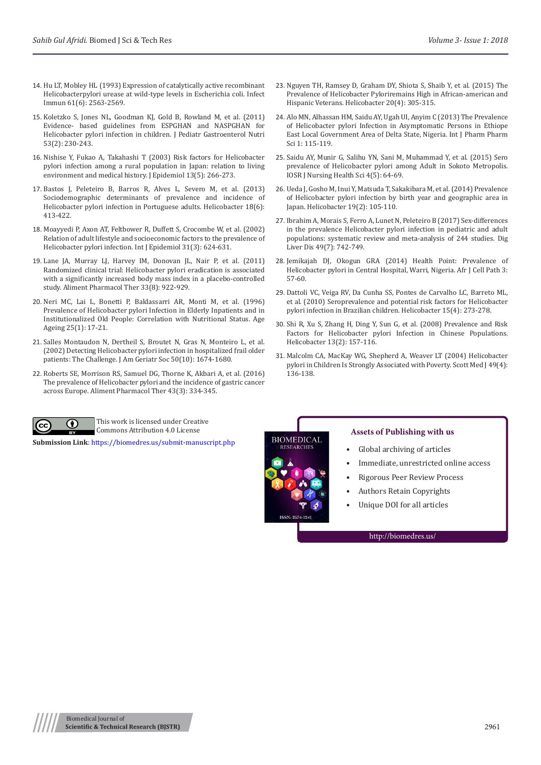14. Hu LT, Mobley HL (1993) Expression of catalytically active recombinant Helicobacterpylori urease at wild-type levels in Escherichia coli. Infect Immun 61(6): 2563-2569.
15. Koletzko S, Jones NL, Goodman KJ, Gold B, Rowland M, et al. (2011) Evidence- based guidelines from ESPGHAN and NASPGHAN for Helicobacter pylori infection in children. J Pediatr Gastroenterol Nutri 53(2): 230-243.
16. Nishise Y, Fukao A, Takahashi T (2003) Risk factors for Helicobacter pylori infection among a rural population in Japan: relation to living environment and medical history. J Epidemiol 13(5): 266-273.
17. Bastos J, Peleteiro B, Barros R, Alves L, Severo M, et al. (2013) Sociodemographic determinants of prevalence and incidence of Helicobacter pylori infection in Portuguese adults. Helicobacter 18(6): 413-422.
18. Moayyedi P, Axon AT, Feltbower R, Duffett S, Crocombe W, et al. (2002) Relation of adult lifestyle and socioeconomic factors to the prevalence of Helicobacter pylori infection. Int J Epidemiol 31(3): 624-631.
19. Lane JA, Murray LJ, Harvey IM, Donovan JL, Nair P, et al. (2011) Randomized clinical trial: Helicobacter pylori eradication is associated with a significantly increased body mass index in a placebo-controlled study. Aliment Pharmacol Ther 33(8): 922-929.
20. Neri MC, Lai L, Bonetti P, Baldassarri AR, Monti M, et al. (1996) Prevalence of Helicobacter pylori Infection in Elderly Inpatients and in Institutionalized Old People: Correlation with Nutritional Status. Age Ageing 25(1): 17-21.
21. Salles Montaudon N, Dertheil S, Broutet N, Gras N, Monteiro L, et al. (2002) Detecting Helicobacter pylori infection in hospitalized frail older patients: The Challenge. J Am Geriatr Soc 50(10): 1674-1680.
22. Roberts SE, Morrison RS, Samuel DG, Thorne K, Akbari A, et al. (2016) The prevalence of Helicobacter pylori and the incidence of gastric cancer across Europe. Aliment Pharmacol Ther 43(3): 334-345.
23. Nguyen TH, Ramsey D, Graham DY, Shiota S, Shaib Y, et al. (2015) The Prevalence of Helicobacter Pyloriremains High in African-american and Hispanic Veterans. Helicobacter 20(4): 305-315.
24. Alo MN, Alhassan HM, Saidu AY, Ugah UI, Anyim C (2013) The Prevalence of Helicobacter pylori Infection in Asymptomatic Persons in Ethiope East Local Government Area of Delta State, Nigeria. Int J Pharm Pharm Sci 1: 115-119.
25. Saidu AY, Munir G, Salihu YN, Sani M, Muhammad Y, et al. (2015) Sero prevalence of Helicobacter pylori among Adult in Sokoto Metropolis. IOSR J Nursing Health Sci 4(5): 64-69.
26. Ueda J, Gosho M, Inui Y, Matsuda T, Sakakibara M, et al. (2014) Prevalence of Helicobacter pylori infection by birth year and geographic area in Japan. Helicobacter 19(2): 105-110.
27. Ibrahim A, Morais S, Ferro A, Lunet N, Peleteiro B (2017) Sex-differences in the prevalence Helicobacter pylori infection in pediatric and adult populations: systematic review and meta-analysis of 244 studies. Dig Liver Dis 49(7): 742-749.
28. Jemikajah DJ, Okogun GRA (2014) Health Point: Prevalence of Helicobacter pylori in Central Hospital, Warri, Nigeria. Afr J Cell Path 3: 57-60.
29. Dattoli VC, Veiga RV, Da Cunha SS, Pontes de Carvalho LC, Barreto ML, et al. (2010) Seroprevalence and potential risk factors for Helicobacter pylori infection in Brazilian children. Helicobacter 15(4): 273-278.
30. Shi R, Xu S, Zhang H, Ding Y, Sun G, et al. (2008) Prevalence and Risk Factors for Helicobacter pylori Infection in Chinese Populations. Helicobacter 13(2): 157-116.
31. Malcolm CA, MacKay WG, Shepherd A, Weaver LT (2004) Helicobacter pylori in Children Is Strongly Associated with Poverty. Scott Med J 49(4): 136-138.

This work is licensed under Creative Commons Attribution 4.0 License

**Submission Link**: https://biomedres.us/submit-manuscript.php

BIOMEDICAL RESEARCHES

ISSN: 2574-1241

**Assets of Publishing with us**

- Global archiving of articles
- Immediate, unrestricted online access
- Rigorous Peer Review Process
- Authors Retain Copyrights
- Unique DOI for all articles

http://biomedres.us/